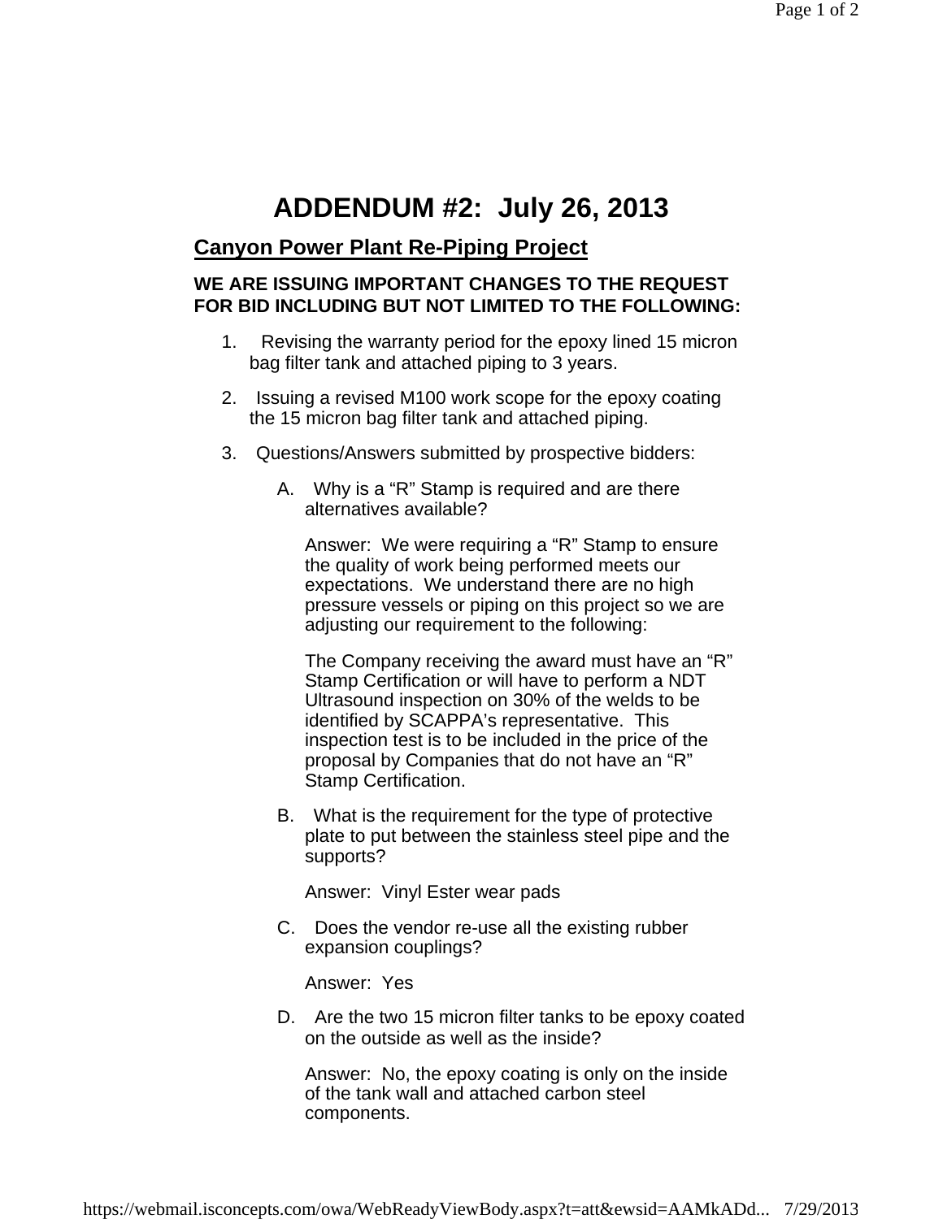# ADDENDUM #2: July 26, 2013

## Canyon Power Plant Re-Piping Project

**WE ARE ISSUING IMPORTANT CHANGES TO THE REQUEST FOR BID INCLUDING BUT NOT LIMITED TO THE FOLLOWING:**

1. Revising the warranty period for the epoxy lined 15 micron bag filter tank and attached piping to 3 years.

2. Issuing a revised M100 work scope for the epoxy coating the 15 micron bag filter tank and attached piping.

3. Questions/Answers submitted by prospective bidders:

   A. Why is a "R" Stamp is required and are there alternatives available?

      Answer: We were requiring a "R" Stamp to ensure the quality of work being performed meets our expectations. We understand there are no high pressure vessels or piping on this project so we are adjusting our requirement to the following:

      The Company receiving the award must have an "R" Stamp Certification or will have to perform a NDT Ultrasound inspection on 30% of the welds to be identified by SCAPPA's representative. This inspection test is to be included in the price of the proposal by Companies that do not have an "R" Stamp Certification.

   B. What is the requirement for the type of protective plate to put between the stainless steel pipe and the supports?

      Answer: Vinyl Ester wear pads

   C. Does the vendor re-use all the existing rubber expansion couplings?

      Answer: Yes

   D. Are the two 15 micron filter tanks to be epoxy coated on the outside as well as the inside?

      Answer: No, the epoxy coating is only on the inside of the tank wall and attached carbon steel components.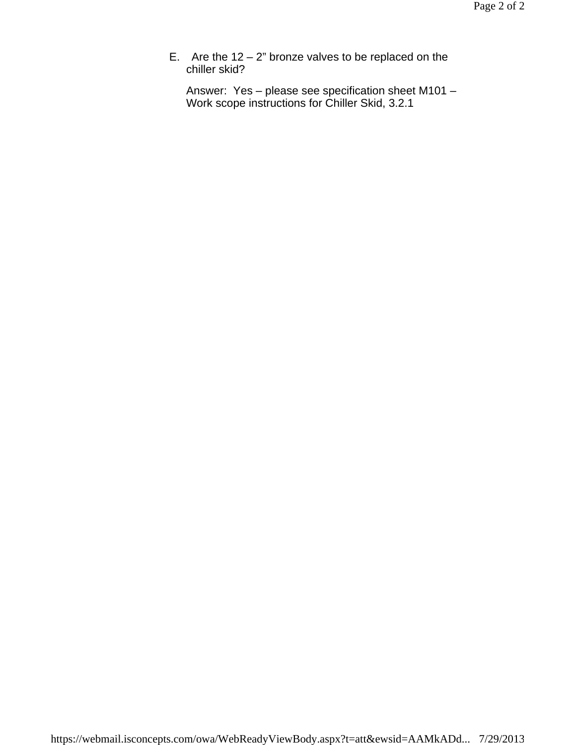E. Are the 12 – 2” bronze valves to be replaced on the chiller skid?

Answer: Yes – please see specification sheet M101 – Work scope instructions for Chiller Skid, 3.2.1